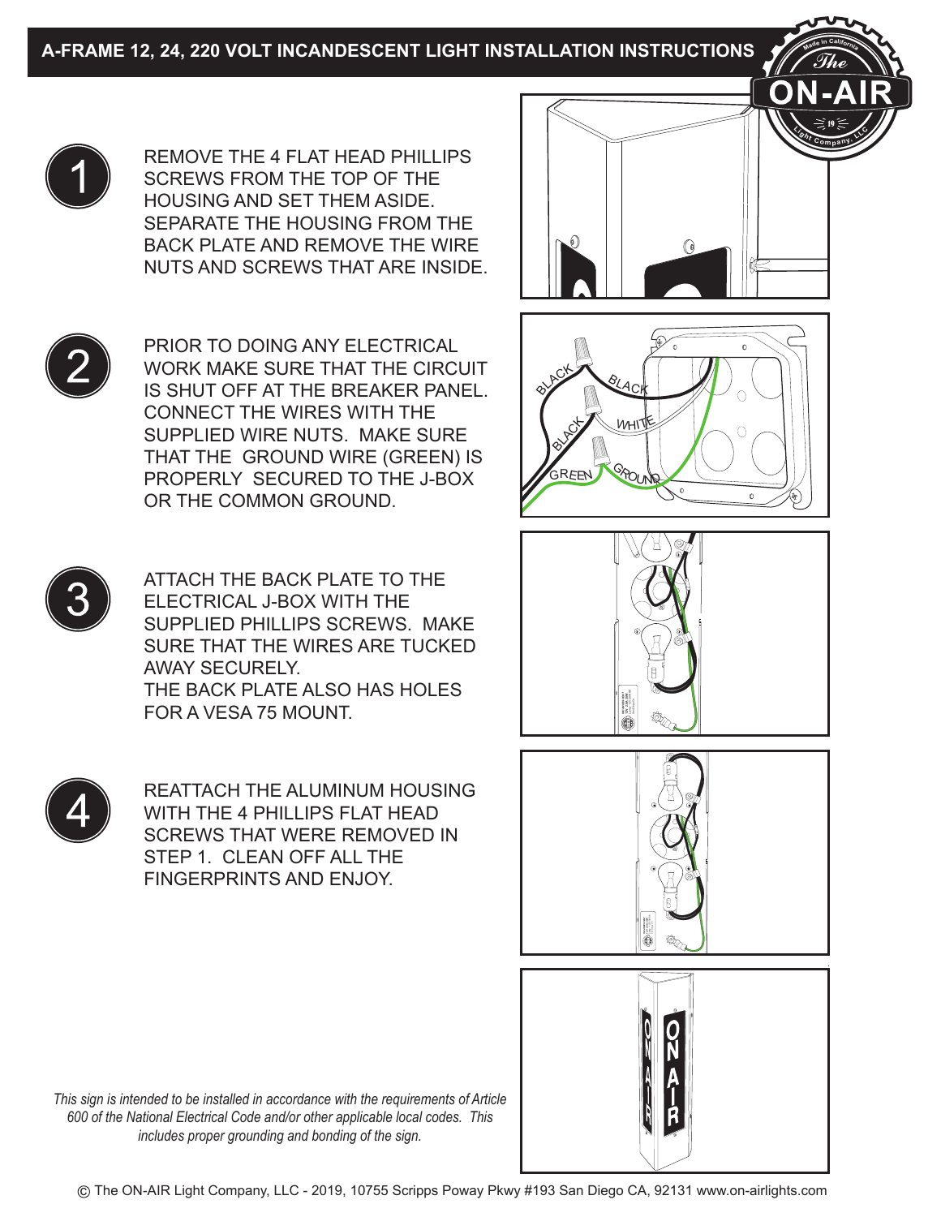# A-FRAME 12, 24, 220 VOLT INCANDESCENT LIGHT INSTALLATION INSTRUCTIONS

**1** REMOVE THE 4 FLAT HEAD PHILLIPS SCREWS FROM THE TOP OF THE HOUSING AND SET THEM ASIDE. SEPARATE THE HOUSING FROM THE BACK PLATE AND REMOVE THE WIRE NUTS AND SCREWS THAT ARE INSIDE.

**2** PRIOR TO DOING ANY ELECTRICAL WORK MAKE SURE THAT THE CIRCUIT IS SHUT OFF AT THE BREAKER PANEL. CONNECT THE WIRES WITH THE SUPPLIED WIRE NUTS. MAKE SURE THAT THE GROUND WIRE (GREEN) IS PROPERLY SECURED TO THE J-BOX OR THE COMMON GROUND.

**3** ATTACH THE BACK PLATE TO THE ELECTRICAL J-BOX WITH THE SUPPLIED PHILLIPS SCREWS. MAKE SURE THAT THE WIRES ARE TUCKED AWAY SECURELY.
THE BACK PLATE ALSO HAS HOLES FOR A VESA 75 MOUNT.

**4** REATTACH THE ALUMINUM HOUSING WITH THE 4 PHILLIPS FLAT HEAD SCREWS THAT WERE REMOVED IN STEP 1. CLEAN OFF ALL THE FINGERPRINTS AND ENJOY.

*This sign is intended to be installed in accordance with the requirements of Article 600 of the National Electrical Code and/or other applicable local codes. This includes proper grounding and bonding of the sign.*

© The ON-AIR Light Company, LLC - 2019, 10755 Scripps Poway Pkwy #193 San Diego CA, 92131 www.on-airlights.com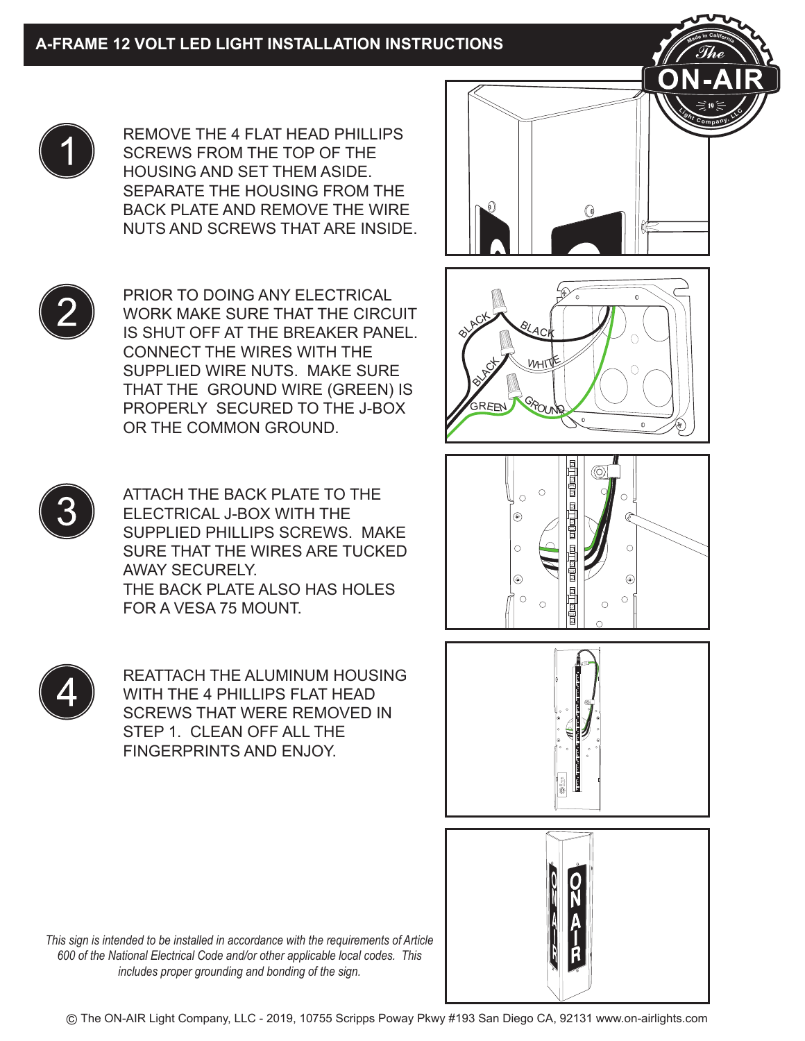# A-FRAME 12 VOLT LED LIGHT INSTALLATION INSTRUCTIONS

1. REMOVE THE 4 FLAT HEAD PHILLIPS SCREWS FROM THE TOP OF THE HOUSING AND SET THEM ASIDE. SEPARATE THE HOUSING FROM THE BACK PLATE AND REMOVE THE WIRE NUTS AND SCREWS THAT ARE INSIDE.

2. PRIOR TO DOING ANY ELECTRICAL WORK MAKE SURE THAT THE CIRCUIT IS SHUT OFF AT THE BREAKER PANEL. CONNECT THE WIRES WITH THE SUPPLIED WIRE NUTS. MAKE SURE THAT THE GROUND WIRE (GREEN) IS PROPERLY SECURED TO THE J-BOX OR THE COMMON GROUND.

3. ATTACH THE BACK PLATE TO THE ELECTRICAL J-BOX WITH THE SUPPLIED PHILLIPS SCREWS. MAKE SURE THAT THE WIRES ARE TUCKED AWAY SECURELY. THE BACK PLATE ALSO HAS HOLES FOR A VESA 75 MOUNT.

4. REATTACH THE ALUMINUM HOUSING WITH THE 4 PHILLIPS FLAT HEAD SCREWS THAT WERE REMOVED IN STEP 1. CLEAN OFF ALL THE FINGERPRINTS AND ENJOY.

*This sign is intended to be installed in accordance with the requirements of Article 600 of the National Electrical Code and/or other applicable local codes. This includes proper grounding and bonding of the sign.*

© The ON-AIR Light Company, LLC - 2019, 10755 Scripps Poway Pkwy #193 San Diego CA, 92131 www.on-airlights.com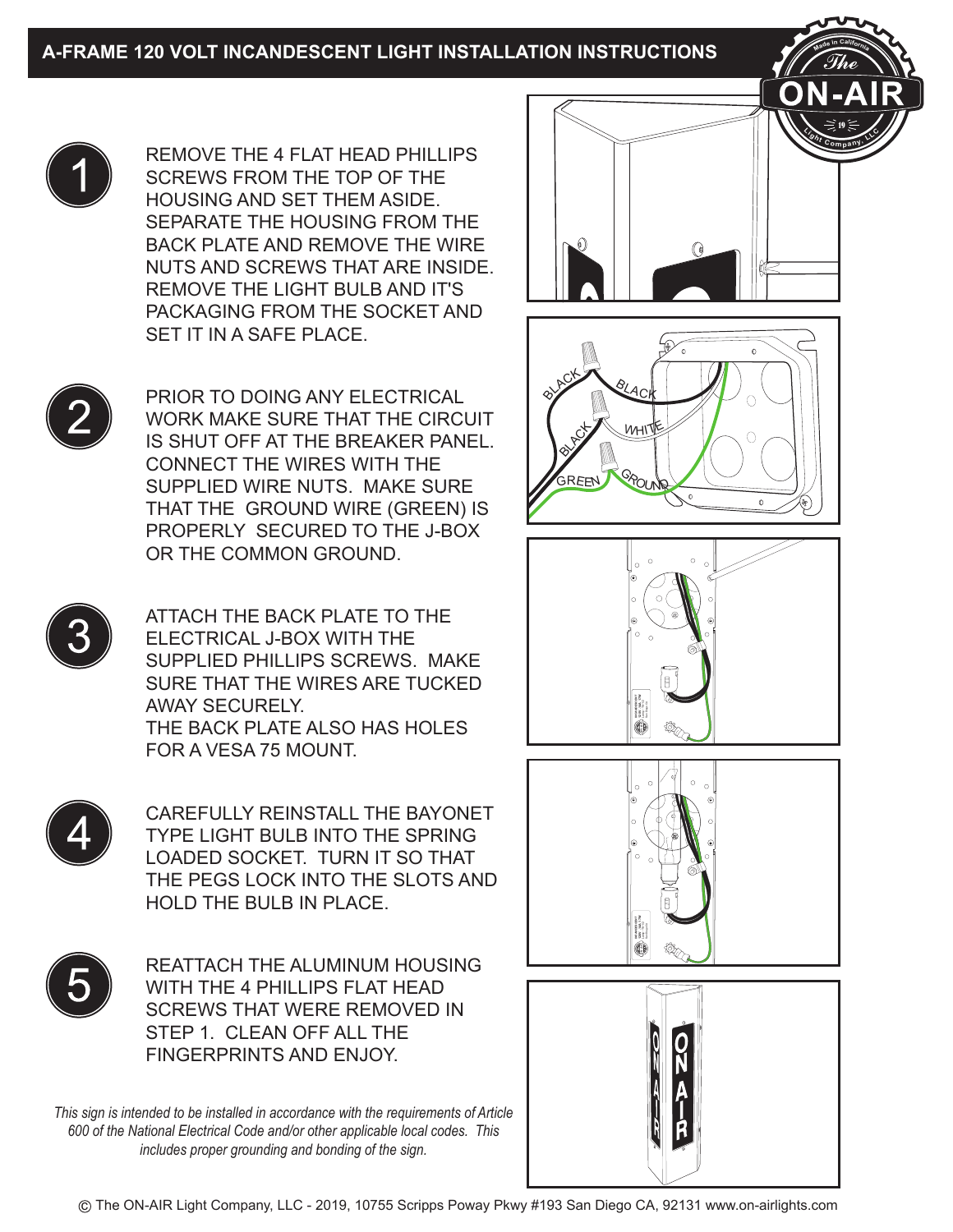# A-FRAME 120 VOLT INCANDESCENT LIGHT INSTALLATION INSTRUCTIONS

1. REMOVE THE 4 FLAT HEAD PHILLIPS SCREWS FROM THE TOP OF THE HOUSING AND SET THEM ASIDE. SEPARATE THE HOUSING FROM THE BACK PLATE AND REMOVE THE WIRE NUTS AND SCREWS THAT ARE INSIDE. REMOVE THE LIGHT BULB AND IT'S PACKAGING FROM THE SOCKET AND SET IT IN A SAFE PLACE.

2. PRIOR TO DOING ANY ELECTRICAL WORK MAKE SURE THAT THE CIRCUIT IS SHUT OFF AT THE BREAKER PANEL. CONNECT THE WIRES WITH THE SUPPLIED WIRE NUTS. MAKE SURE THAT THE GROUND WIRE (GREEN) IS PROPERLY SECURED TO THE J-BOX OR THE COMMON GROUND.

3. ATTACH THE BACK PLATE TO THE ELECTRICAL J-BOX WITH THE SUPPLIED PHILLIPS SCREWS. MAKE SURE THAT THE WIRES ARE TUCKED AWAY SECURELY.
   THE BACK PLATE ALSO HAS HOLES FOR A VESA 75 MOUNT.

4. CAREFULLY REINSTALL THE BAYONET TYPE LIGHT BULB INTO THE SPRING LOADED SOCKET. TURN IT SO THAT THE PEGS LOCK INTO THE SLOTS AND HOLD THE BULB IN PLACE.

5. REATTACH THE ALUMINUM HOUSING WITH THE 4 PHILLIPS FLAT HEAD SCREWS THAT WERE REMOVED IN STEP 1. CLEAN OFF ALL THE FINGERPRINTS AND ENJOY.

*This sign is intended to be installed in accordance with the requirements of Article 600 of the National Electrical Code and/or other applicable local codes. This includes proper grounding and bonding of the sign.*

© The ON-AIR Light Company, LLC - 2019, 10755 Scripps Poway Pkwy #193 San Diego CA, 92131 www.on-airlights.com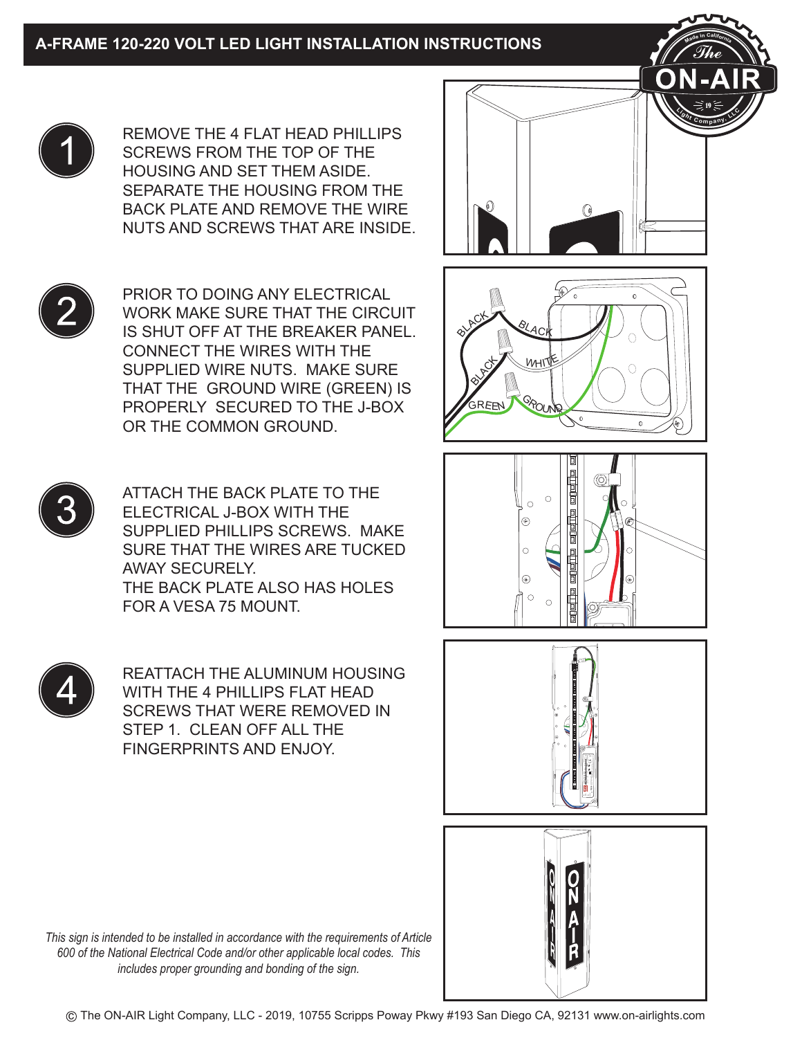# A-FRAME 120-220 VOLT LED LIGHT INSTALLATION INSTRUCTIONS

1. REMOVE THE 4 FLAT HEAD PHILLIPS SCREWS FROM THE TOP OF THE HOUSING AND SET THEM ASIDE. SEPARATE THE HOUSING FROM THE BACK PLATE AND REMOVE THE WIRE NUTS AND SCREWS THAT ARE INSIDE.

2. PRIOR TO DOING ANY ELECTRICAL WORK MAKE SURE THAT THE CIRCUIT IS SHUT OFF AT THE BREAKER PANEL. CONNECT THE WIRES WITH THE SUPPLIED WIRE NUTS. MAKE SURE THAT THE GROUND WIRE (GREEN) IS PROPERLY SECURED TO THE J-BOX OR THE COMMON GROUND.

3. ATTACH THE BACK PLATE TO THE ELECTRICAL J-BOX WITH THE SUPPLIED PHILLIPS SCREWS. MAKE SURE THAT THE WIRES ARE TUCKED AWAY SECURELY.
   THE BACK PLATE ALSO HAS HOLES FOR A VESA 75 MOUNT.

4. REATTACH THE ALUMINUM HOUSING WITH THE 4 PHILLIPS FLAT HEAD SCREWS THAT WERE REMOVED IN STEP 1. CLEAN OFF ALL THE FINGERPRINTS AND ENJOY.

*This sign is intended to be installed in accordance with the requirements of Article 600 of the National Electrical Code and/or other applicable local codes. This includes proper grounding and bonding of the sign.*

© The ON-AIR Light Company, LLC - 2019, 10755 Scripps Poway Pkwy #193 San Diego CA, 92131 www.on-airlights.com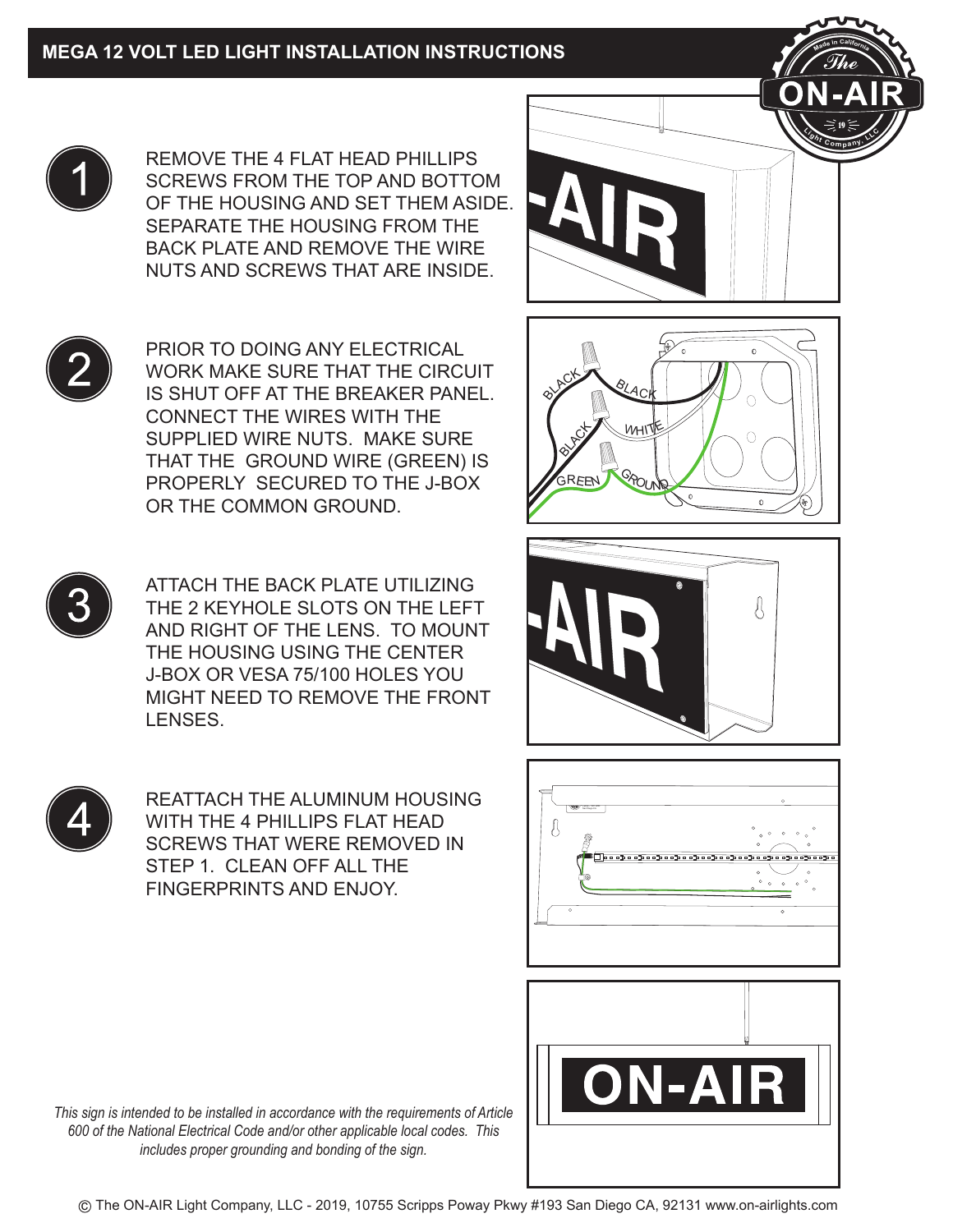# MEGA 12 VOLT LED LIGHT INSTALLATION INSTRUCTIONS

1. REMOVE THE 4 FLAT HEAD PHILLIPS SCREWS FROM THE TOP AND BOTTOM OF THE HOUSING AND SET THEM ASIDE. SEPARATE THE HOUSING FROM THE BACK PLATE AND REMOVE THE WIRE NUTS AND SCREWS THAT ARE INSIDE.

2. PRIOR TO DOING ANY ELECTRICAL WORK MAKE SURE THAT THE CIRCUIT IS SHUT OFF AT THE BREAKER PANEL. CONNECT THE WIRES WITH THE SUPPLIED WIRE NUTS. MAKE SURE THAT THE GROUND WIRE (GREEN) IS PROPERLY SECURED TO THE J-BOX OR THE COMMON GROUND.

3. ATTACH THE BACK PLATE UTILIZING THE 2 KEYHOLE SLOTS ON THE LEFT AND RIGHT OF THE LENS. TO MOUNT THE HOUSING USING THE CENTER J-BOX OR VESA 75/100 HOLES YOU MIGHT NEED TO REMOVE THE FRONT LENSES.

4. REATTACH THE ALUMINUM HOUSING WITH THE 4 PHILLIPS FLAT HEAD SCREWS THAT WERE REMOVED IN STEP 1. CLEAN OFF ALL THE FINGERPRINTS AND ENJOY.

*This sign is intended to be installed in accordance with the requirements of Article 600 of the National Electrical Code and/or other applicable local codes. This includes proper grounding and bonding of the sign.*

© The ON-AIR Light Company, LLC - 2019, 10755 Scripps Poway Pkwy #193 San Diego CA, 92131 www.on-airlights.com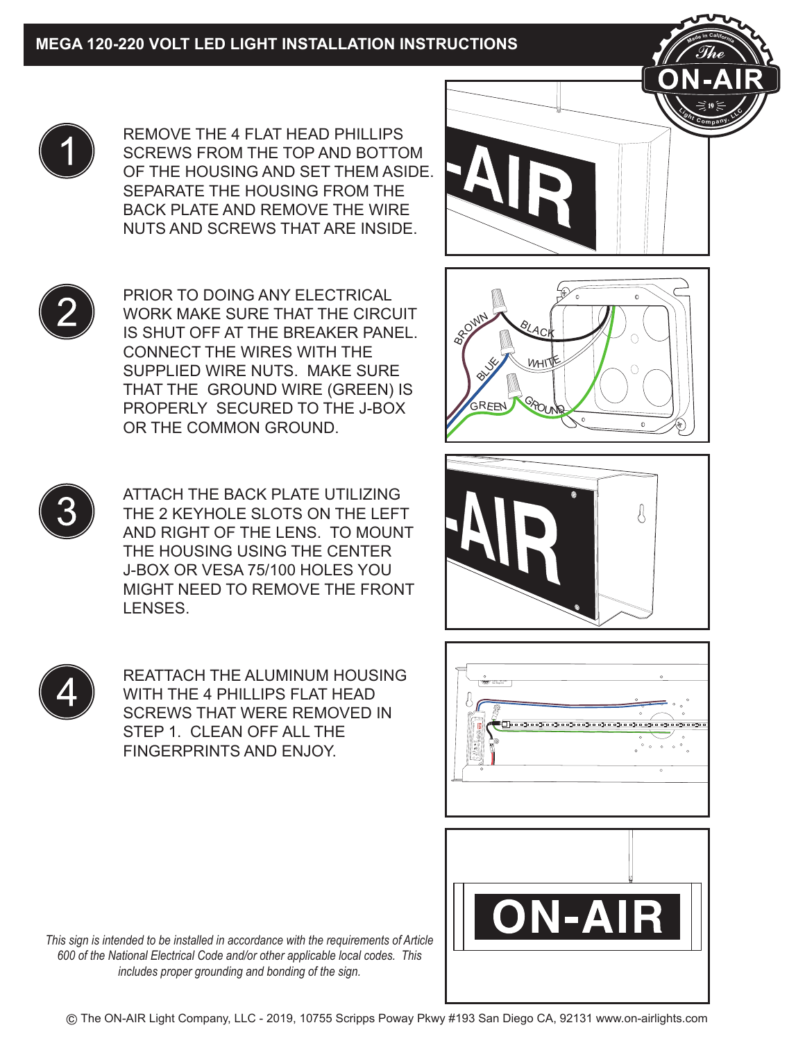# MEGA 120-220 VOLT LED LIGHT INSTALLATION INSTRUCTIONS

1. REMOVE THE 4 FLAT HEAD PHILLIPS SCREWS FROM THE TOP AND BOTTOM OF THE HOUSING AND SET THEM ASIDE. SEPARATE THE HOUSING FROM THE BACK PLATE AND REMOVE THE WIRE NUTS AND SCREWS THAT ARE INSIDE.

2. PRIOR TO DOING ANY ELECTRICAL WORK MAKE SURE THAT THE CIRCUIT IS SHUT OFF AT THE BREAKER PANEL. CONNECT THE WIRES WITH THE SUPPLIED WIRE NUTS. MAKE SURE THAT THE GROUND WIRE (GREEN) IS PROPERLY SECURED TO THE J-BOX OR THE COMMON GROUND.

3. ATTACH THE BACK PLATE UTILIZING THE 2 KEYHOLE SLOTS ON THE LEFT AND RIGHT OF THE LENS. TO MOUNT THE HOUSING USING THE CENTER J-BOX OR VESA 75/100 HOLES YOU MIGHT NEED TO REMOVE THE FRONT LENSES.

4. REATTACH THE ALUMINUM HOUSING WITH THE 4 PHILLIPS FLAT HEAD SCREWS THAT WERE REMOVED IN STEP 1. CLEAN OFF ALL THE FINGERPRINTS AND ENJOY.

*This sign is intended to be installed in accordance with the requirements of Article 600 of the National Electrical Code and/or other applicable local codes. This includes proper grounding and bonding of the sign.*

© The ON-AIR Light Company, LLC - 2019, 10755 Scripps Poway Pkwy #193 San Diego CA, 92131 www.on-airlights.com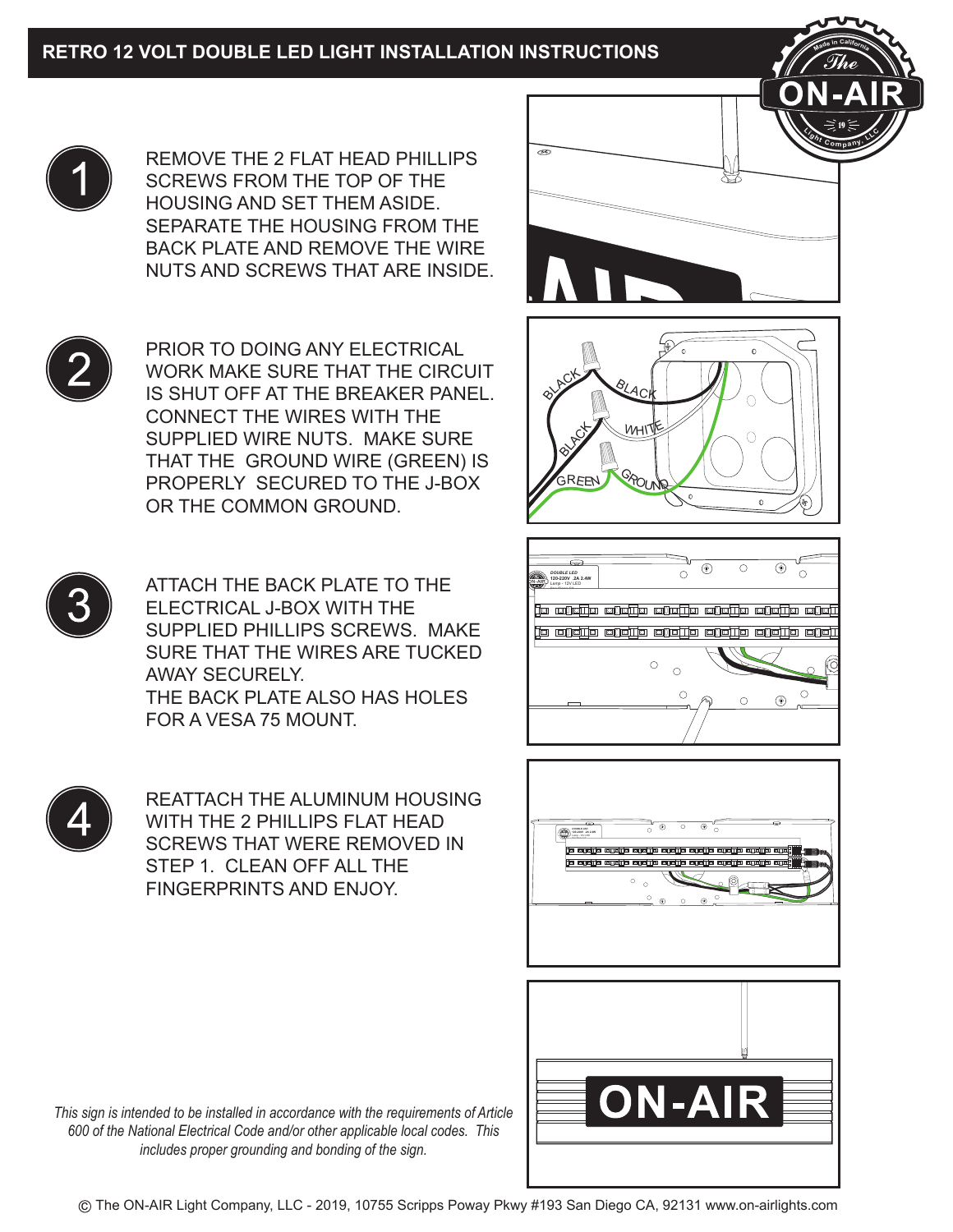# RETRO 12 VOLT DOUBLE LED LIGHT INSTALLATION INSTRUCTIONS

1. REMOVE THE 2 FLAT HEAD PHILLIPS SCREWS FROM THE TOP OF THE HOUSING AND SET THEM ASIDE. SEPARATE THE HOUSING FROM THE BACK PLATE AND REMOVE THE WIRE NUTS AND SCREWS THAT ARE INSIDE.

2. PRIOR TO DOING ANY ELECTRICAL WORK MAKE SURE THAT THE CIRCUIT IS SHUT OFF AT THE BREAKER PANEL. CONNECT THE WIRES WITH THE SUPPLIED WIRE NUTS. MAKE SURE THAT THE GROUND WIRE (GREEN) IS PROPERLY SECURED TO THE J-BOX OR THE COMMON GROUND.

3. ATTACH THE BACK PLATE TO THE ELECTRICAL J-BOX WITH THE SUPPLIED PHILLIPS SCREWS. MAKE SURE THAT THE WIRES ARE TUCKED AWAY SECURELY.
   THE BACK PLATE ALSO HAS HOLES FOR A VESA 75 MOUNT.

4. REATTACH THE ALUMINUM HOUSING WITH THE 2 PHILLIPS FLAT HEAD SCREWS THAT WERE REMOVED IN STEP 1. CLEAN OFF ALL THE FINGERPRINTS AND ENJOY.

*This sign is intended to be installed in accordance with the requirements of Article 600 of the National Electrical Code and/or other applicable local codes. This includes proper grounding and bonding of the sign.*

© The ON-AIR Light Company, LLC - 2019, 10755 Scripps Poway Pkwy #193 San Diego CA, 92131 www.on-airlights.com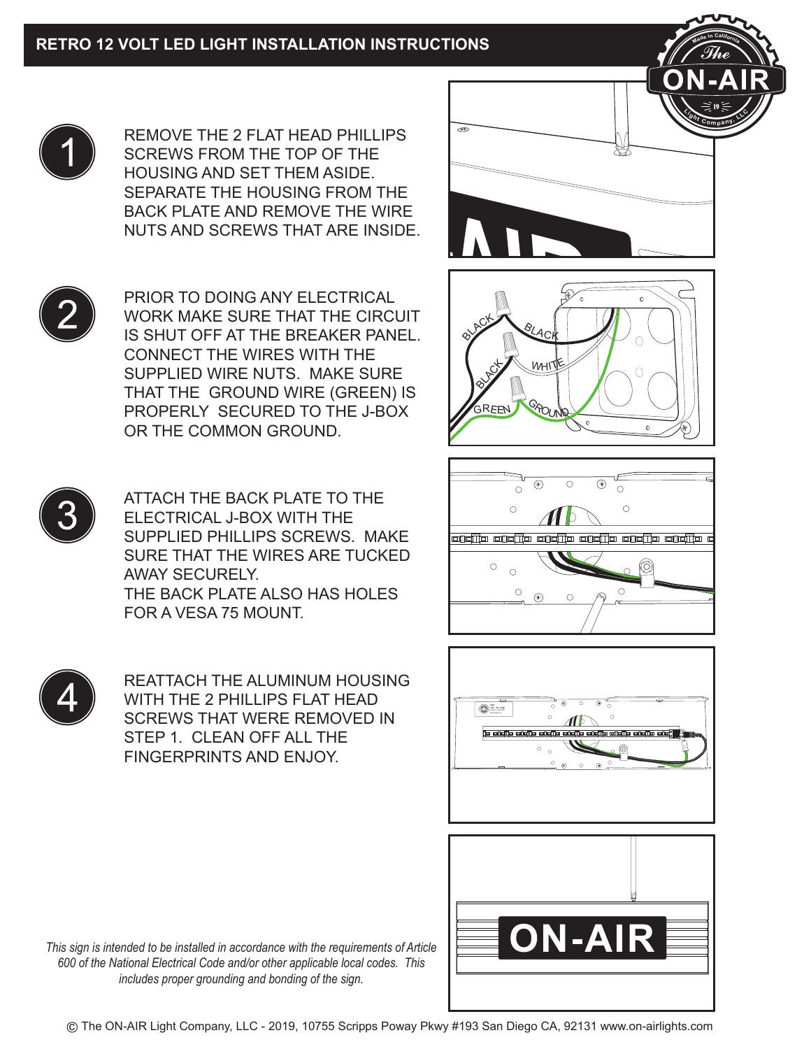# RETRO 12 VOLT LED LIGHT INSTALLATION INSTRUCTIONS

1. REMOVE THE 2 FLAT HEAD PHILLIPS SCREWS FROM THE TOP OF THE HOUSING AND SET THEM ASIDE. SEPARATE THE HOUSING FROM THE BACK PLATE AND REMOVE THE WIRE NUTS AND SCREWS THAT ARE INSIDE.

2. PRIOR TO DOING ANY ELECTRICAL WORK MAKE SURE THAT THE CIRCUIT IS SHUT OFF AT THE BREAKER PANEL. CONNECT THE WIRES WITH THE SUPPLIED WIRE NUTS. MAKE SURE THAT THE GROUND WIRE (GREEN) IS PROPERLY SECURED TO THE J-BOX OR THE COMMON GROUND.

3. ATTACH THE BACK PLATE TO THE ELECTRICAL J-BOX WITH THE SUPPLIED PHILLIPS SCREWS. MAKE SURE THAT THE WIRES ARE TUCKED AWAY SECURELY.
THE BACK PLATE ALSO HAS HOLES FOR A VESA 75 MOUNT.

4. REATTACH THE ALUMINUM HOUSING WITH THE 2 PHILLIPS FLAT HEAD SCREWS THAT WERE REMOVED IN STEP 1. CLEAN OFF ALL THE FINGERPRINTS AND ENJOY.

*This sign is intended to be installed in accordance with the requirements of Article 600 of the National Electrical Code and/or other applicable local codes. This includes proper grounding and bonding of the sign.*

© The ON-AIR Light Company, LLC - 2019, 10755 Scripps Poway Pkwy #193 San Diego CA, 92131 www.on-airlights.com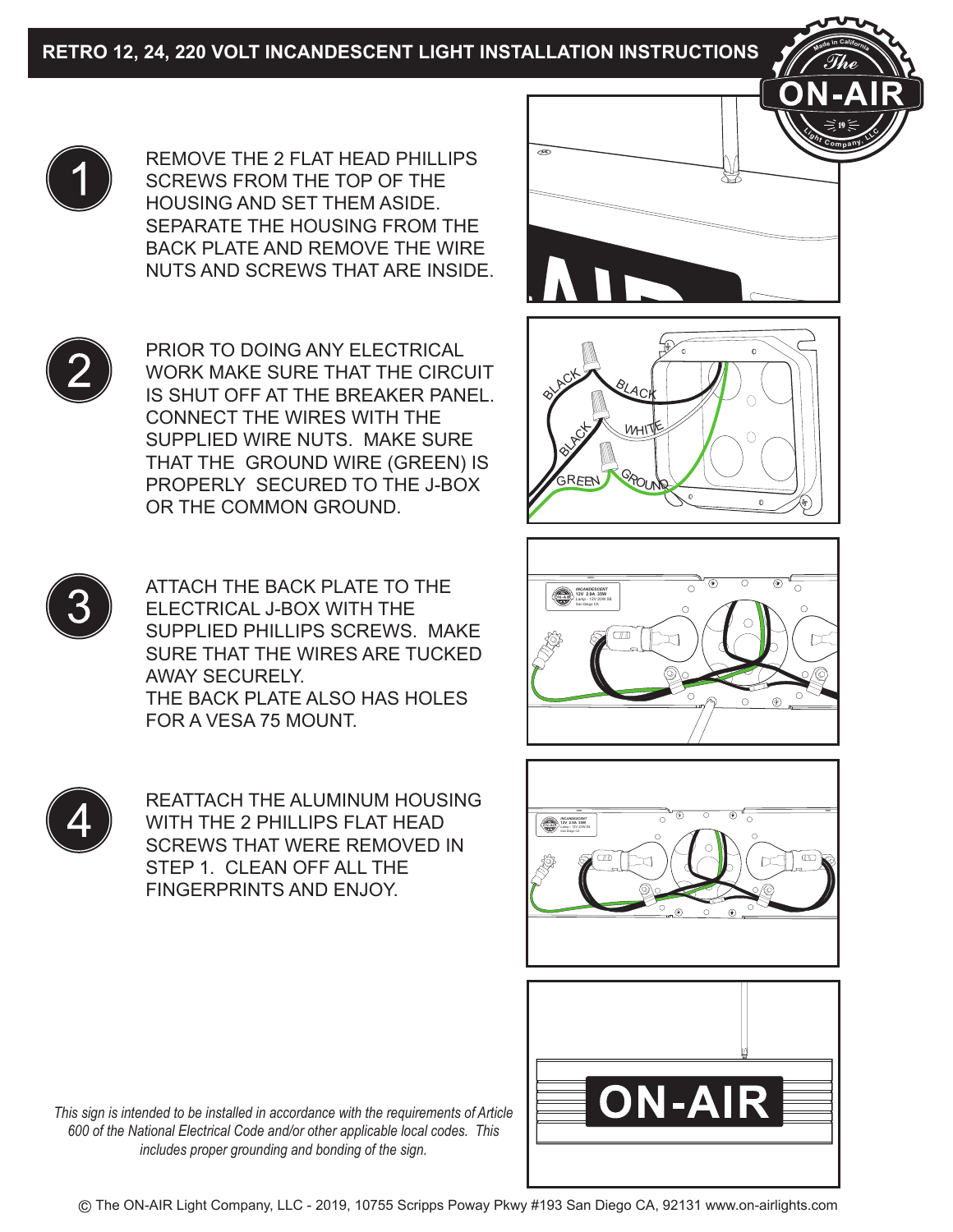# RETRO 12, 24, 220 VOLT INCANDESCENT LIGHT INSTALLATION INSTRUCTIONS

1. REMOVE THE 2 FLAT HEAD PHILLIPS SCREWS FROM THE TOP OF THE HOUSING AND SET THEM ASIDE. SEPARATE THE HOUSING FROM THE BACK PLATE AND REMOVE THE WIRE NUTS AND SCREWS THAT ARE INSIDE.

2. PRIOR TO DOING ANY ELECTRICAL WORK MAKE SURE THAT THE CIRCUIT IS SHUT OFF AT THE BREAKER PANEL. CONNECT THE WIRES WITH THE SUPPLIED WIRE NUTS. MAKE SURE THAT THE GROUND WIRE (GREEN) IS PROPERLY SECURED TO THE J-BOX OR THE COMMON GROUND.

3. ATTACH THE BACK PLATE TO THE ELECTRICAL J-BOX WITH THE SUPPLIED PHILLIPS SCREWS. MAKE SURE THAT THE WIRES ARE TUCKED AWAY SECURELY.
THE BACK PLATE ALSO HAS HOLES FOR A VESA 75 MOUNT.

4. REATTACH THE ALUMINUM HOUSING WITH THE 2 PHILLIPS FLAT HEAD SCREWS THAT WERE REMOVED IN STEP 1. CLEAN OFF ALL THE FINGERPRINTS AND ENJOY.

*This sign is intended to be installed in accordance with the requirements of Article 600 of the National Electrical Code and/or other applicable local codes. This includes proper grounding and bonding of the sign.*

© The ON-AIR Light Company, LLC - 2019, 10755 Scripps Poway Pkwy #193 San Diego CA, 92131 www.on-airlights.com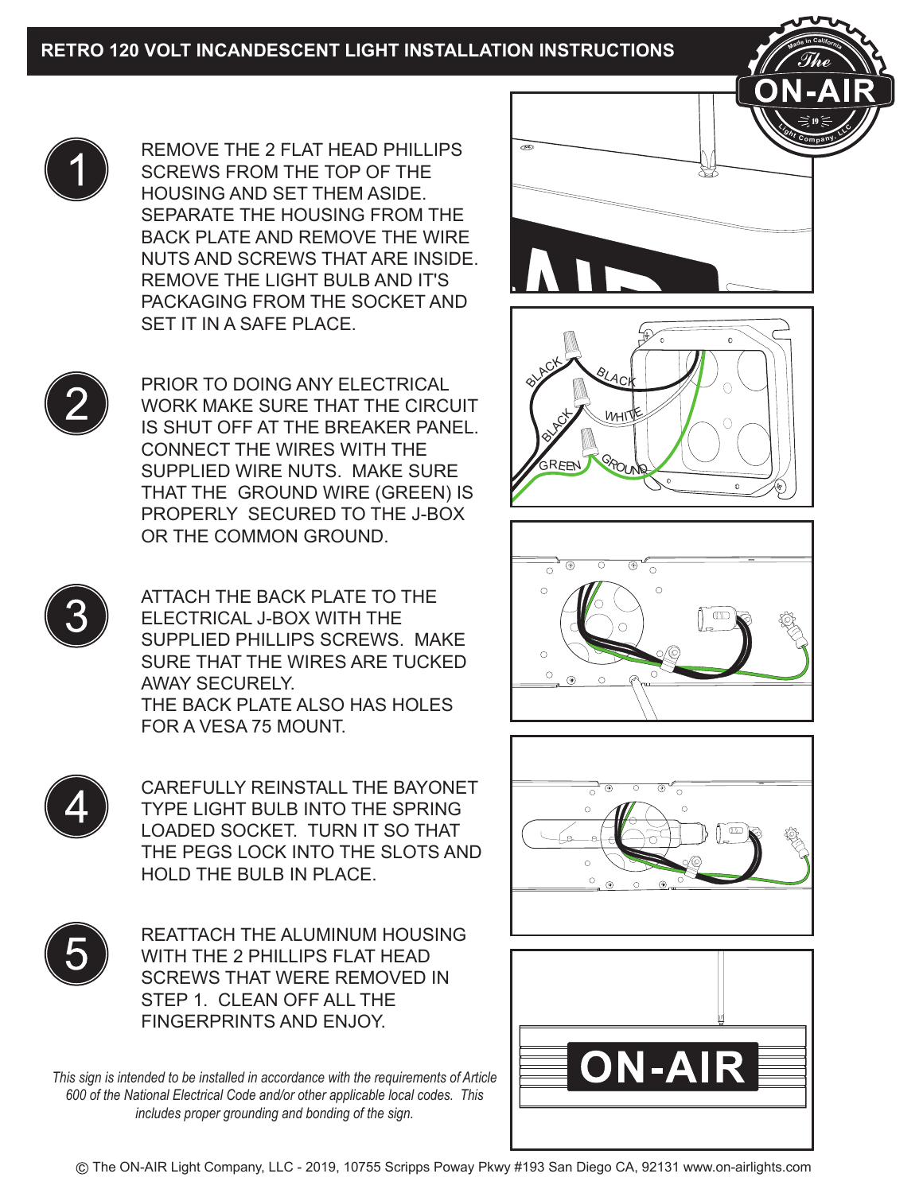# RETRO 120 VOLT INCANDESCENT LIGHT INSTALLATION INSTRUCTIONS

1. REMOVE THE 2 FLAT HEAD PHILLIPS SCREWS FROM THE TOP OF THE HOUSING AND SET THEM ASIDE. SEPARATE THE HOUSING FROM THE BACK PLATE AND REMOVE THE WIRE NUTS AND SCREWS THAT ARE INSIDE. REMOVE THE LIGHT BULB AND IT'S PACKAGING FROM THE SOCKET AND SET IT IN A SAFE PLACE.

2. PRIOR TO DOING ANY ELECTRICAL WORK MAKE SURE THAT THE CIRCUIT IS SHUT OFF AT THE BREAKER PANEL. CONNECT THE WIRES WITH THE SUPPLIED WIRE NUTS. MAKE SURE THAT THE GROUND WIRE (GREEN) IS PROPERLY SECURED TO THE J-BOX OR THE COMMON GROUND.

3. ATTACH THE BACK PLATE TO THE ELECTRICAL J-BOX WITH THE SUPPLIED PHILLIPS SCREWS. MAKE SURE THAT THE WIRES ARE TUCKED AWAY SECURELY.
   THE BACK PLATE ALSO HAS HOLES FOR A VESA 75 MOUNT.

4. CAREFULLY REINSTALL THE BAYONET TYPE LIGHT BULB INTO THE SPRING LOADED SOCKET. TURN IT SO THAT THE PEGS LOCK INTO THE SLOTS AND HOLD THE BULB IN PLACE.

5. REATTACH THE ALUMINUM HOUSING WITH THE 2 PHILLIPS FLAT HEAD SCREWS THAT WERE REMOVED IN STEP 1. CLEAN OFF ALL THE FINGERPRINTS AND ENJOY.

*This sign is intended to be installed in accordance with the requirements of Article 600 of the National Electrical Code and/or other applicable local codes. This includes proper grounding and bonding of the sign.*

© The ON-AIR Light Company, LLC - 2019, 10755 Scripps Poway Pkwy #193 San Diego CA, 92131 www.on-airlights.com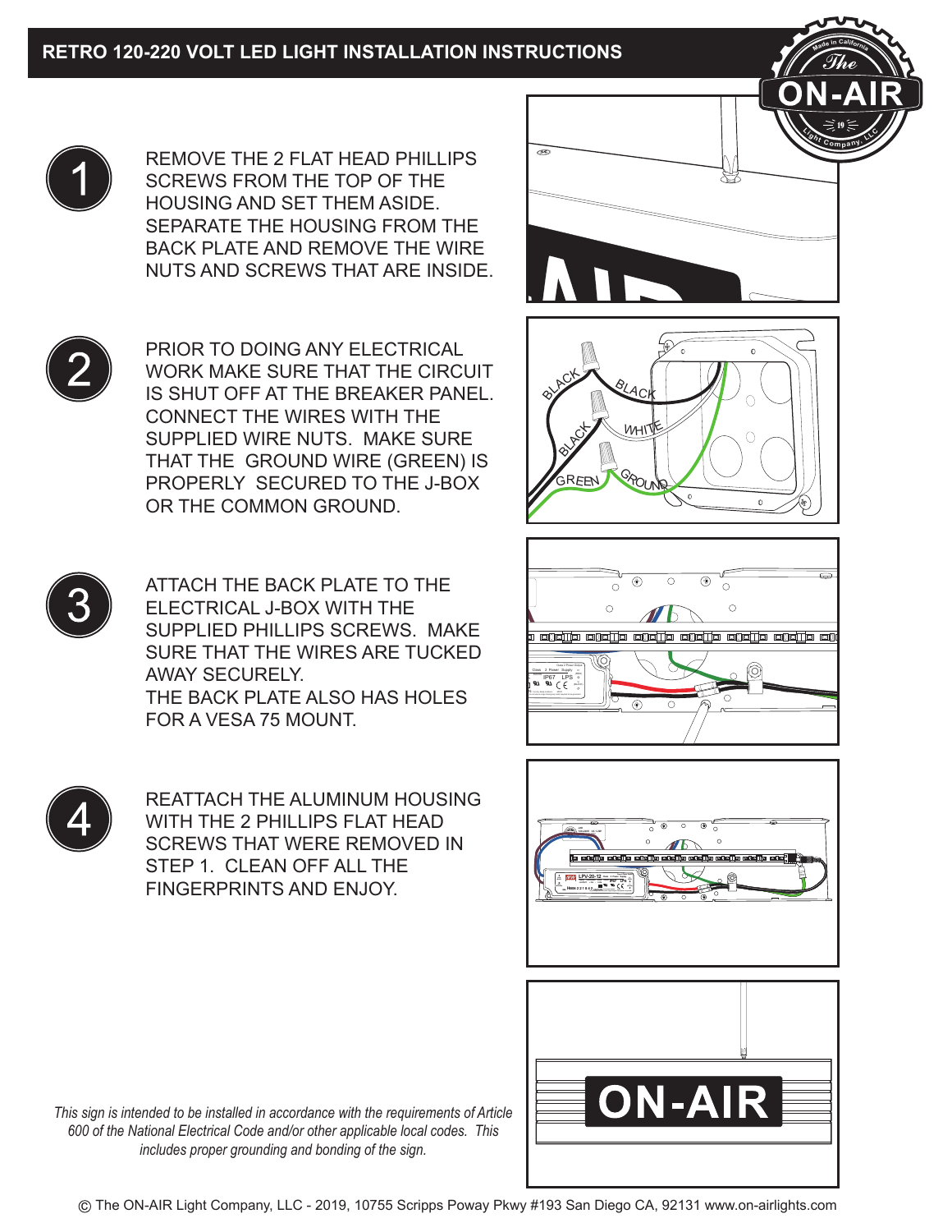# RETRO 120-220 VOLT LED LIGHT INSTALLATION INSTRUCTIONS

1. REMOVE THE 2 FLAT HEAD PHILLIPS SCREWS FROM THE TOP OF THE HOUSING AND SET THEM ASIDE. SEPARATE THE HOUSING FROM THE BACK PLATE AND REMOVE THE WIRE NUTS AND SCREWS THAT ARE INSIDE.

2. PRIOR TO DOING ANY ELECTRICAL WORK MAKE SURE THAT THE CIRCUIT IS SHUT OFF AT THE BREAKER PANEL. CONNECT THE WIRES WITH THE SUPPLIED WIRE NUTS. MAKE SURE THAT THE GROUND WIRE (GREEN) IS PROPERLY SECURED TO THE J-BOX OR THE COMMON GROUND.

3. ATTACH THE BACK PLATE TO THE ELECTRICAL J-BOX WITH THE SUPPLIED PHILLIPS SCREWS. MAKE SURE THAT THE WIRES ARE TUCKED AWAY SECURELY.
   THE BACK PLATE ALSO HAS HOLES FOR A VESA 75 MOUNT.

4. REATTACH THE ALUMINUM HOUSING WITH THE 2 PHILLIPS FLAT HEAD SCREWS THAT WERE REMOVED IN STEP 1. CLEAN OFF ALL THE FINGERPRINTS AND ENJOY.

*This sign is intended to be installed in accordance with the requirements of Article 600 of the National Electrical Code and/or other applicable local codes. This includes proper grounding and bonding of the sign.*

© The ON-AIR Light Company, LLC - 2019, 10755 Scripps Poway Pkwy #193 San Diego CA, 92131 www.on-airlights.com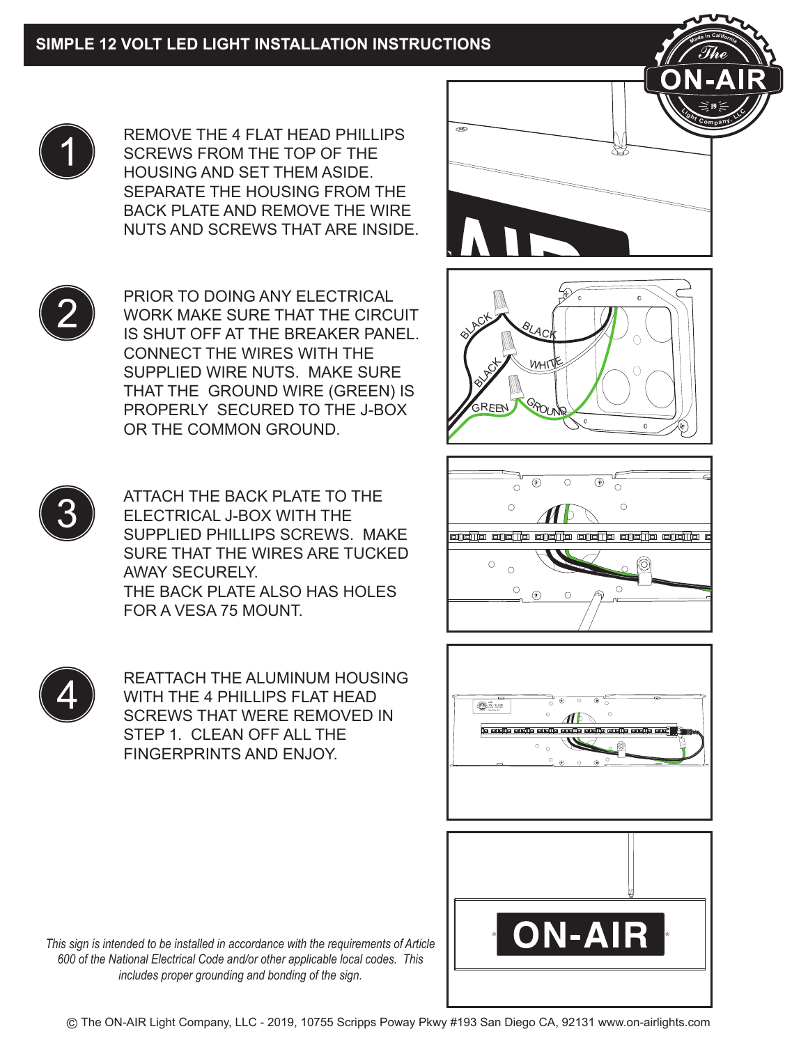# SIMPLE 12 VOLT LED LIGHT INSTALLATION INSTRUCTIONS

1. REMOVE THE 4 FLAT HEAD PHILLIPS SCREWS FROM THE TOP OF THE HOUSING AND SET THEM ASIDE. SEPARATE THE HOUSING FROM THE BACK PLATE AND REMOVE THE WIRE NUTS AND SCREWS THAT ARE INSIDE.

2. PRIOR TO DOING ANY ELECTRICAL WORK MAKE SURE THAT THE CIRCUIT IS SHUT OFF AT THE BREAKER PANEL. CONNECT THE WIRES WITH THE SUPPLIED WIRE NUTS. MAKE SURE THAT THE GROUND WIRE (GREEN) IS PROPERLY SECURED TO THE J-BOX OR THE COMMON GROUND.

3. ATTACH THE BACK PLATE TO THE ELECTRICAL J-BOX WITH THE SUPPLIED PHILLIPS SCREWS. MAKE SURE THAT THE WIRES ARE TUCKED AWAY SECURELY. THE BACK PLATE ALSO HAS HOLES FOR A VESA 75 MOUNT.

4. REATTACH THE ALUMINUM HOUSING WITH THE 4 PHILLIPS FLAT HEAD SCREWS THAT WERE REMOVED IN STEP 1. CLEAN OFF ALL THE FINGERPRINTS AND ENJOY.

*This sign is intended to be installed in accordance with the requirements of Article 600 of the National Electrical Code and/or other applicable local codes. This includes proper grounding and bonding of the sign.*

© The ON-AIR Light Company, LLC - 2019, 10755 Scripps Poway Pkwy #193 San Diego CA, 92131 www.on-airlights.com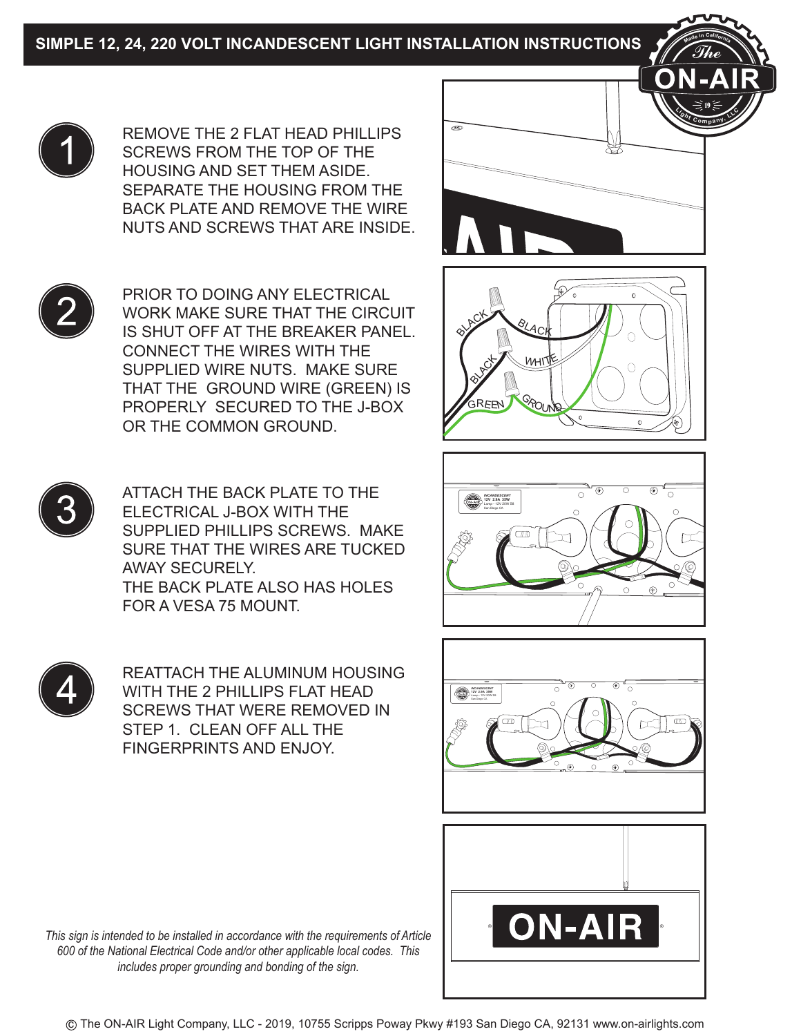## SIMPLE 12, 24, 220 VOLT INCANDESCENT LIGHT INSTALLATION INSTRUCTIONS

**1** REMOVE THE 2 FLAT HEAD PHILLIPS SCREWS FROM THE TOP OF THE HOUSING AND SET THEM ASIDE. SEPARATE THE HOUSING FROM THE BACK PLATE AND REMOVE THE WIRE NUTS AND SCREWS THAT ARE INSIDE.

**2** PRIOR TO DOING ANY ELECTRICAL WORK MAKE SURE THAT THE CIRCUIT IS SHUT OFF AT THE BREAKER PANEL. CONNECT THE WIRES WITH THE SUPPLIED WIRE NUTS. MAKE SURE THAT THE GROUND WIRE (GREEN) IS PROPERLY SECURED TO THE J-BOX OR THE COMMON GROUND.

**3** ATTACH THE BACK PLATE TO THE ELECTRICAL J-BOX WITH THE SUPPLIED PHILLIPS SCREWS. MAKE SURE THAT THE WIRES ARE TUCKED AWAY SECURELY.
THE BACK PLATE ALSO HAS HOLES FOR A VESA 75 MOUNT.

**4** REATTACH THE ALUMINUM HOUSING WITH THE 2 PHILLIPS FLAT HEAD SCREWS THAT WERE REMOVED IN STEP 1. CLEAN OFF ALL THE FINGERPRINTS AND ENJOY.

*This sign is intended to be installed in accordance with the requirements of Article 600 of the National Electrical Code and/or other applicable local codes. This includes proper grounding and bonding of the sign.*

© The ON-AIR Light Company, LLC - 2019, 10755 Scripps Poway Pkwy #193 San Diego CA, 92131 www.on-airlights.com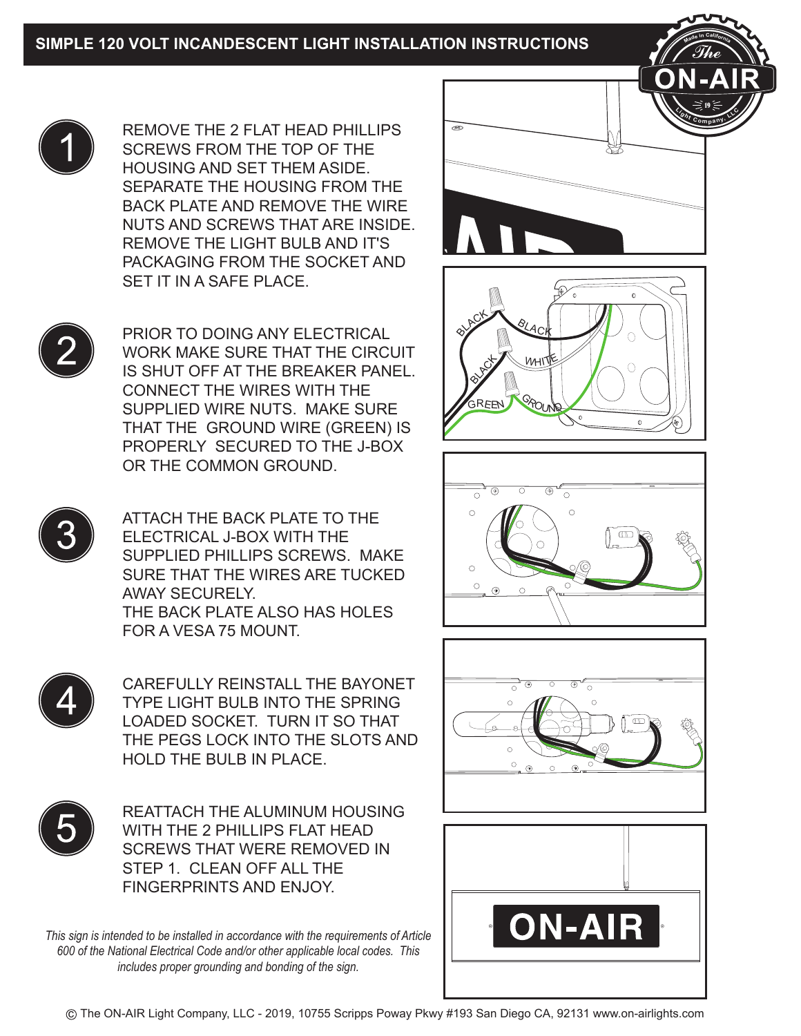# SIMPLE 120 VOLT INCANDESCENT LIGHT INSTALLATION INSTRUCTIONS

1. REMOVE THE 2 FLAT HEAD PHILLIPS SCREWS FROM THE TOP OF THE HOUSING AND SET THEM ASIDE. SEPARATE THE HOUSING FROM THE BACK PLATE AND REMOVE THE WIRE NUTS AND SCREWS THAT ARE INSIDE. REMOVE THE LIGHT BULB AND IT'S PACKAGING FROM THE SOCKET AND SET IT IN A SAFE PLACE.

2. PRIOR TO DOING ANY ELECTRICAL WORK MAKE SURE THAT THE CIRCUIT IS SHUT OFF AT THE BREAKER PANEL. CONNECT THE WIRES WITH THE SUPPLIED WIRE NUTS. MAKE SURE THAT THE GROUND WIRE (GREEN) IS PROPERLY SECURED TO THE J-BOX OR THE COMMON GROUND.

3. ATTACH THE BACK PLATE TO THE ELECTRICAL J-BOX WITH THE SUPPLIED PHILLIPS SCREWS. MAKE SURE THAT THE WIRES ARE TUCKED AWAY SECURELY.
   THE BACK PLATE ALSO HAS HOLES FOR A VESA 75 MOUNT.

4. CAREFULLY REINSTALL THE BAYONET TYPE LIGHT BULB INTO THE SPRING LOADED SOCKET. TURN IT SO THAT THE PEGS LOCK INTO THE SLOTS AND HOLD THE BULB IN PLACE.

5. REATTACH THE ALUMINUM HOUSING WITH THE 2 PHILLIPS FLAT HEAD SCREWS THAT WERE REMOVED IN STEP 1. CLEAN OFF ALL THE FINGERPRINTS AND ENJOY.

*This sign is intended to be installed in accordance with the requirements of Article 600 of the National Electrical Code and/or other applicable local codes. This includes proper grounding and bonding of the sign.*

© The ON-AIR Light Company, LLC - 2019, 10755 Scripps Poway Pkwy #193 San Diego CA, 92131 www.on-airlights.com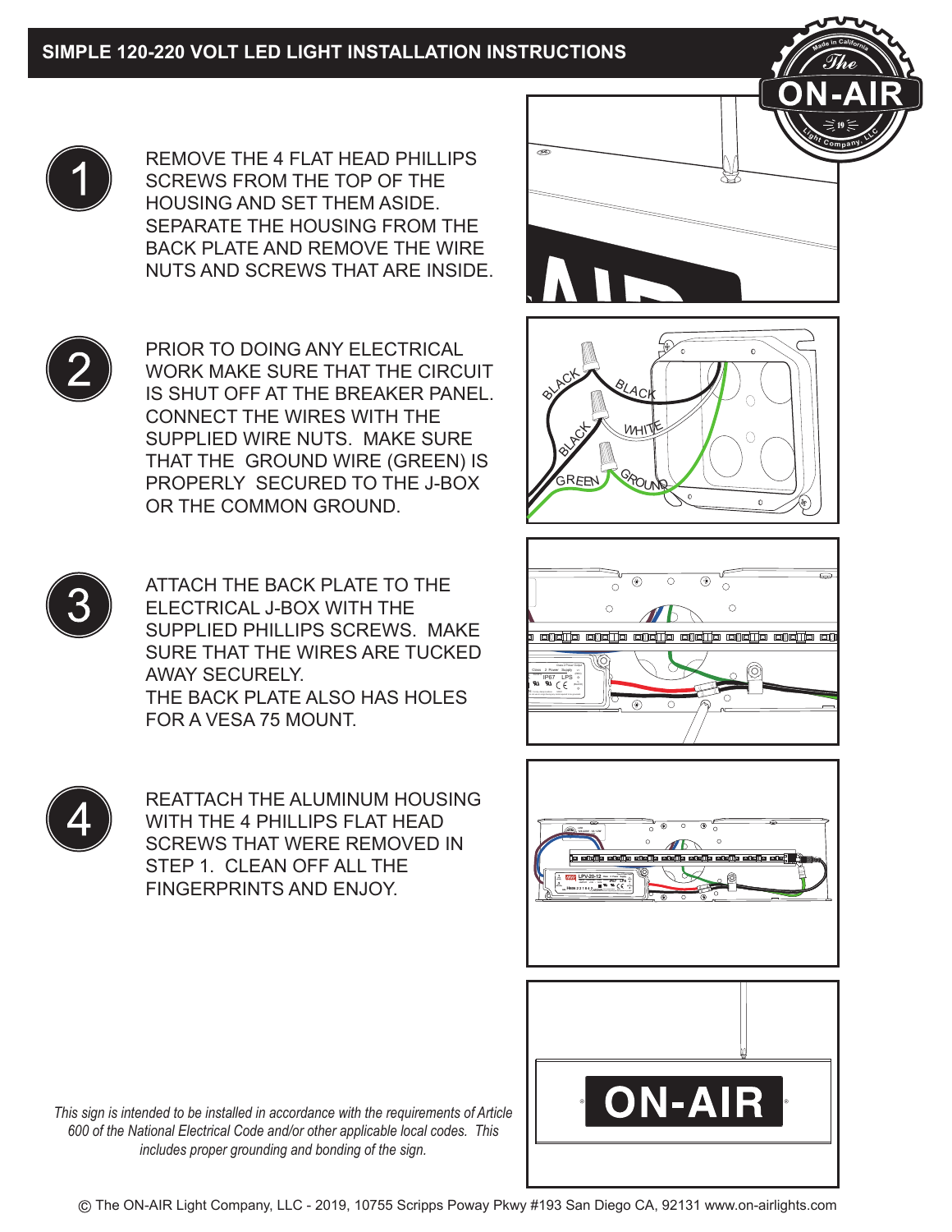## SIMPLE 120-220 VOLT LED LIGHT INSTALLATION INSTRUCTIONS

1. REMOVE THE 4 FLAT HEAD PHILLIPS SCREWS FROM THE TOP OF THE HOUSING AND SET THEM ASIDE. SEPARATE THE HOUSING FROM THE BACK PLATE AND REMOVE THE WIRE NUTS AND SCREWS THAT ARE INSIDE.

2. PRIOR TO DOING ANY ELECTRICAL WORK MAKE SURE THAT THE CIRCUIT IS SHUT OFF AT THE BREAKER PANEL. CONNECT THE WIRES WITH THE SUPPLIED WIRE NUTS. MAKE SURE THAT THE GROUND WIRE (GREEN) IS PROPERLY SECURED TO THE J-BOX OR THE COMMON GROUND.

3. ATTACH THE BACK PLATE TO THE ELECTRICAL J-BOX WITH THE SUPPLIED PHILLIPS SCREWS. MAKE SURE THAT THE WIRES ARE TUCKED AWAY SECURELY. THE BACK PLATE ALSO HAS HOLES FOR A VESA 75 MOUNT.

4. REATTACH THE ALUMINUM HOUSING WITH THE 4 PHILLIPS FLAT HEAD SCREWS THAT WERE REMOVED IN STEP 1. CLEAN OFF ALL THE FINGERPRINTS AND ENJOY.

BLACK
BLACK
BLACK
WHITE
GREEN
GROUND

*This sign is intended to be installed in accordance with the requirements of Article 600 of the National Electrical Code and/or other applicable local codes. This includes proper grounding and bonding of the sign.*

© The ON-AIR Light Company, LLC - 2019, 10755 Scripps Poway Pkwy #193 San Diego CA, 92131 www.on-airlights.com